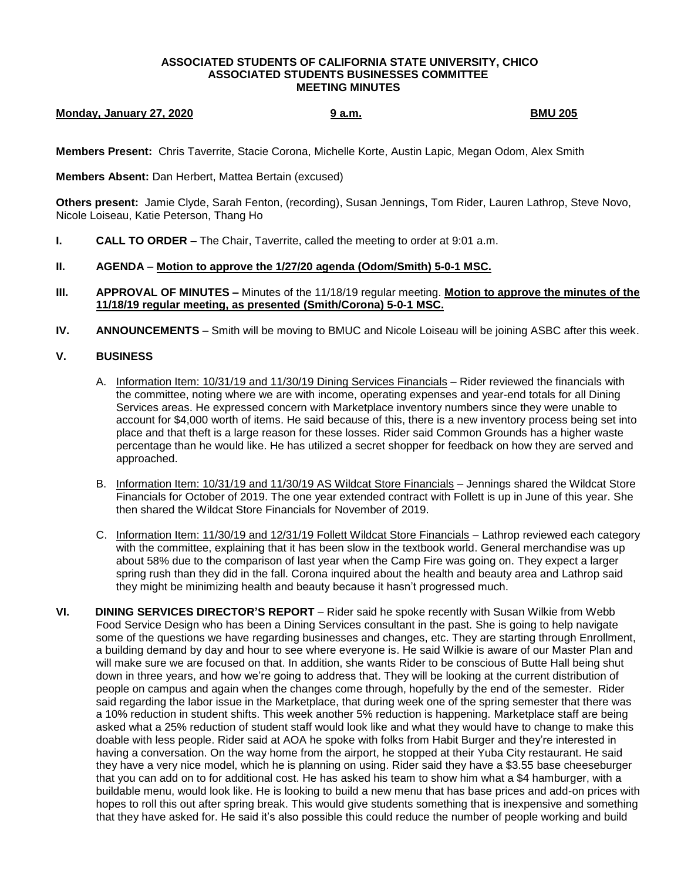**ASSOCIATED STUDENTS OF CALIFORNIA STATE UNIVERSITY, CHICO**
**ASSOCIATED STUDENTS BUSINESSES COMMITTEE**
**MEETING MINUTES**

**Monday, January 27, 2020** **9 a.m.** **BMU 205**

**Members Present:** Chris Taverrite, Stacie Corona, Michelle Korte, Austin Lapic, Megan Odom, Alex Smith

**Members Absent:** Dan Herbert, Mattea Bertain (excused)

**Others present:** Jamie Clyde, Sarah Fenton, (recording), Susan Jennings, Tom Rider, Lauren Lathrop, Steve Novo, Nicole Loiseau, Katie Peterson, Thang Ho

**I. CALL TO ORDER –** The Chair, Taverrite, called the meeting to order at 9:01 a.m.

**II. AGENDA** – **Motion to approve the 1/27/20 agenda (Odom/Smith) 5-0-1 MSC.**

**III. APPROVAL OF MINUTES –** Minutes of the 11/18/19 regular meeting. **Motion to approve the minutes of the 11/18/19 regular meeting, as presented (Smith/Corona) 5-0-1 MSC.**

**IV. ANNOUNCEMENTS** – Smith will be moving to BMUC and Nicole Loiseau will be joining ASBC after this week.

**V. BUSINESS**

A. Information Item: 10/31/19 and 11/30/19 Dining Services Financials – Rider reviewed the financials with the committee, noting where we are with income, operating expenses and year-end totals for all Dining Services areas. He expressed concern with Marketplace inventory numbers since they were unable to account for $4,000 worth of items. He said because of this, there is a new inventory process being set into place and that theft is a large reason for these losses. Rider said Common Grounds has a higher waste percentage than he would like. He has utilized a secret shopper for feedback on how they are served and approached.

B. Information Item: 10/31/19 and 11/30/19 AS Wildcat Store Financials – Jennings shared the Wildcat Store Financials for October of 2019. The one year extended contract with Follett is up in June of this year. She then shared the Wildcat Store Financials for November of 2019.

C. Information Item: 11/30/19 and 12/31/19 Follett Wildcat Store Financials – Lathrop reviewed each category with the committee, explaining that it has been slow in the textbook world. General merchandise was up about 58% due to the comparison of last year when the Camp Fire was going on. They expect a larger spring rush than they did in the fall. Corona inquired about the health and beauty area and Lathrop said they might be minimizing health and beauty because it hasn't progressed much.

**VI. DINING SERVICES DIRECTOR'S REPORT** – Rider said he spoke recently with Susan Wilkie from Webb Food Service Design who has been a Dining Services consultant in the past. She is going to help navigate some of the questions we have regarding businesses and changes, etc. They are starting through Enrollment, a building demand by day and hour to see where everyone is. He said Wilkie is aware of our Master Plan and will make sure we are focused on that. In addition, she wants Rider to be conscious of Butte Hall being shut down in three years, and how we're going to address that. They will be looking at the current distribution of people on campus and again when the changes come through, hopefully by the end of the semester. Rider said regarding the labor issue in the Marketplace, that during week one of the spring semester that there was a 10% reduction in student shifts. This week another 5% reduction is happening. Marketplace staff are being asked what a 25% reduction of student staff would look like and what they would have to change to make this doable with less people. Rider said at AOA he spoke with folks from Habit Burger and they're interested in having a conversation. On the way home from the airport, he stopped at their Yuba City restaurant. He said they have a very nice model, which he is planning on using. Rider said they have a $3.55 base cheeseburger that you can add on to for additional cost. He has asked his team to show him what a $4 hamburger, with a buildable menu, would look like. He is looking to build a new menu that has base prices and add-on prices with hopes to roll this out after spring break. This would give students something that is inexpensive and something that they have asked for. He said it's also possible this could reduce the number of people working and build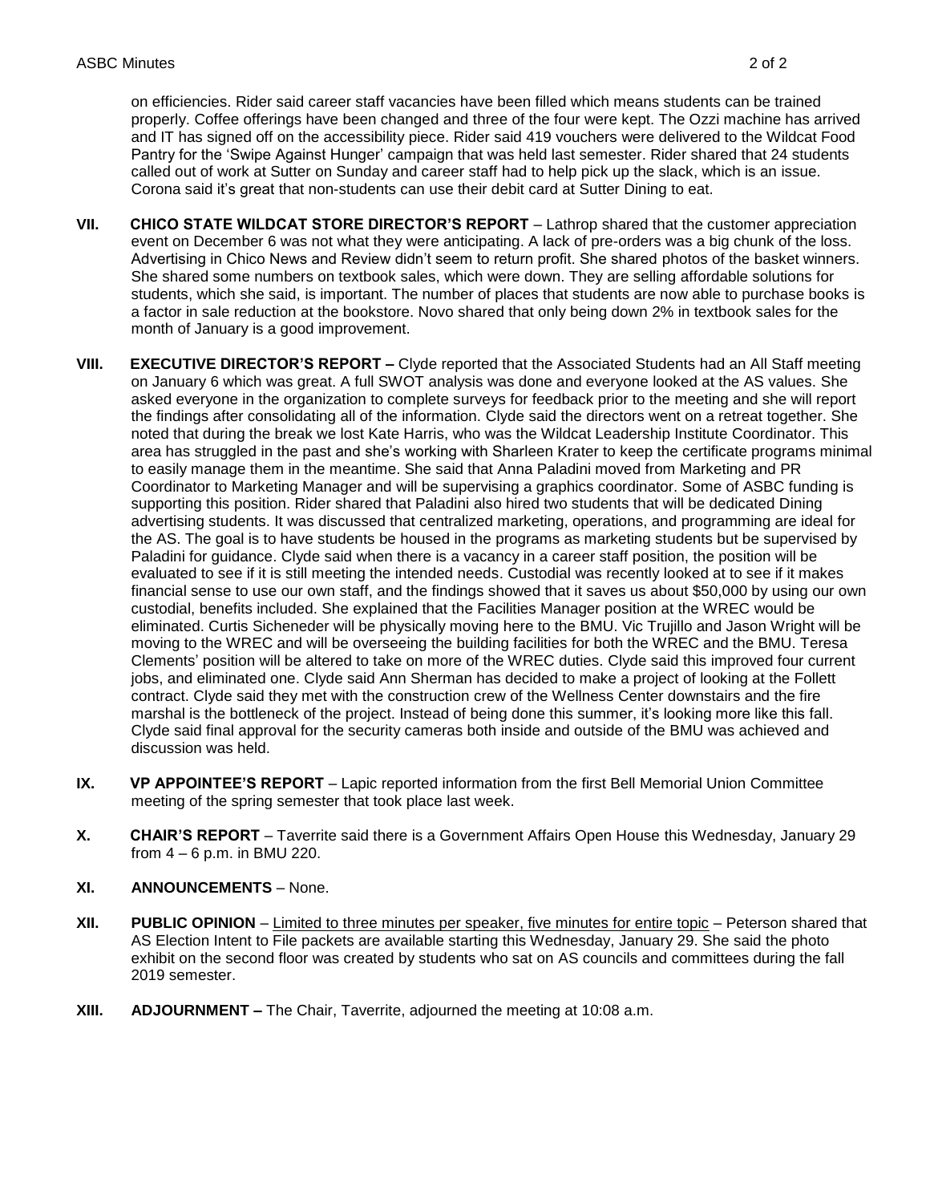on efficiencies. Rider said career staff vacancies have been filled which means students can be trained properly. Coffee offerings have been changed and three of the four were kept. The Ozzi machine has arrived and IT has signed off on the accessibility piece. Rider said 419 vouchers were delivered to the Wildcat Food Pantry for the 'Swipe Against Hunger' campaign that was held last semester. Rider shared that 24 students called out of work at Sutter on Sunday and career staff had to help pick up the slack, which is an issue. Corona said it's great that non-students can use their debit card at Sutter Dining to eat.

**VII. CHICO STATE WILDCAT STORE DIRECTOR'S REPORT** – Lathrop shared that the customer appreciation event on December 6 was not what they were anticipating. A lack of pre-orders was a big chunk of the loss. Advertising in Chico News and Review didn't seem to return profit. She shared photos of the basket winners. She shared some numbers on textbook sales, which were down. They are selling affordable solutions for students, which she said, is important. The number of places that students are now able to purchase books is a factor in sale reduction at the bookstore. Novo shared that only being down 2% in textbook sales for the month of January is a good improvement.

**VIII. EXECUTIVE DIRECTOR'S REPORT –** Clyde reported that the Associated Students had an All Staff meeting on January 6 which was great. A full SWOT analysis was done and everyone looked at the AS values. She asked everyone in the organization to complete surveys for feedback prior to the meeting and she will report the findings after consolidating all of the information. Clyde said the directors went on a retreat together. She noted that during the break we lost Kate Harris, who was the Wildcat Leadership Institute Coordinator. This area has struggled in the past and she's working with Sharleen Krater to keep the certificate programs minimal to easily manage them in the meantime. She said that Anna Paladini moved from Marketing and PR Coordinator to Marketing Manager and will be supervising a graphics coordinator. Some of ASBC funding is supporting this position. Rider shared that Paladini also hired two students that will be dedicated Dining advertising students. It was discussed that centralized marketing, operations, and programming are ideal for the AS. The goal is to have students be housed in the programs as marketing students but be supervised by Paladini for guidance. Clyde said when there is a vacancy in a career staff position, the position will be evaluated to see if it is still meeting the intended needs. Custodial was recently looked at to see if it makes financial sense to use our own staff, and the findings showed that it saves us about $50,000 by using our own custodial, benefits included. She explained that the Facilities Manager position at the WREC would be eliminated. Curtis Sicheneder will be physically moving here to the BMU. Vic Trujillo and Jason Wright will be moving to the WREC and will be overseeing the building facilities for both the WREC and the BMU. Teresa Clements' position will be altered to take on more of the WREC duties. Clyde said this improved four current jobs, and eliminated one. Clyde said Ann Sherman has decided to make a project of looking at the Follett contract. Clyde said they met with the construction crew of the Wellness Center downstairs and the fire marshal is the bottleneck of the project. Instead of being done this summer, it's looking more like this fall. Clyde said final approval for the security cameras both inside and outside of the BMU was achieved and discussion was held.

**IX. VP APPOINTEE'S REPORT** – Lapic reported information from the first Bell Memorial Union Committee meeting of the spring semester that took place last week.

**X. CHAIR'S REPORT** – Taverrite said there is a Government Affairs Open House this Wednesday, January 29 from 4 – 6 p.m. in BMU 220.

**XI. ANNOUNCEMENTS** – None.

**XII. PUBLIC OPINION** – Limited to three minutes per speaker, five minutes for entire topic – Peterson shared that AS Election Intent to File packets are available starting this Wednesday, January 29. She said the photo exhibit on the second floor was created by students who sat on AS councils and committees during the fall 2019 semester.

**XIII. ADJOURNMENT –** The Chair, Taverrite, adjourned the meeting at 10:08 a.m.